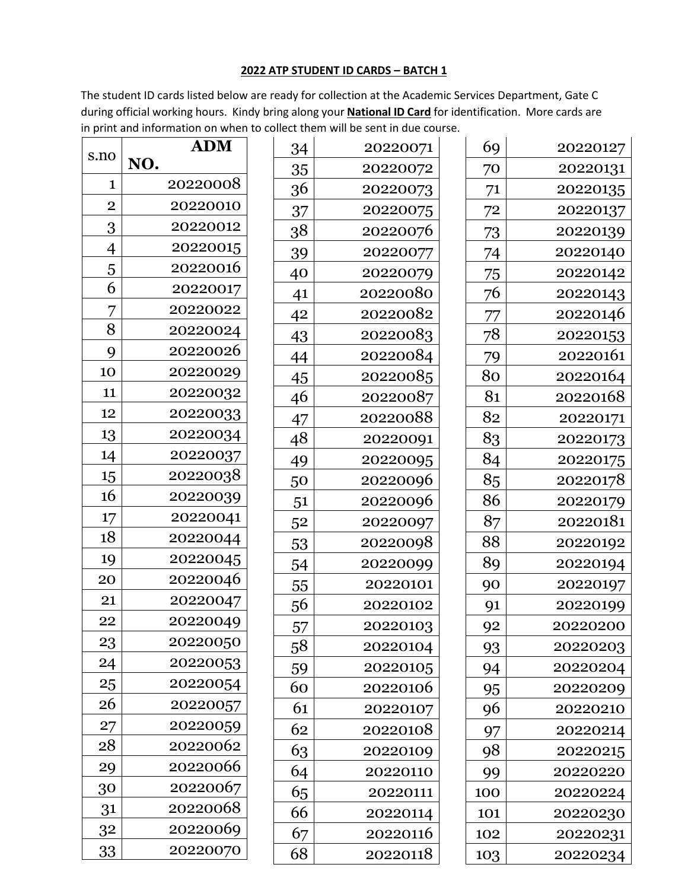## 2022 ATP STUDENT ID CARDS – BATCH 1

The student ID cards listed below are ready for collection at the Academic Services Department, Gate C during official working hours. Kindy bring along your **National ID Card** for identification. More cards are in print and information on when to collect them will be sent in due course.

| s.no | ADM NO. |
|---|---|
| 1 | 20220008 |
| 2 | 20220010 |
| 3 | 20220012 |
| 4 | 20220015 |
| 5 | 20220016 |
| 6 | 20220017 |
| 7 | 20220022 |
| 8 | 20220024 |
| 9 | 20220026 |
| 10 | 20220029 |
| 11 | 20220032 |
| 12 | 20220033 |
| 13 | 20220034 |
| 14 | 20220037 |
| 15 | 20220038 |
| 16 | 20220039 |
| 17 | 20220041 |
| 18 | 20220044 |
| 19 | 20220045 |
| 20 | 20220046 |
| 21 | 20220047 |
| 22 | 20220049 |
| 23 | 20220050 |
| 24 | 20220053 |
| 25 | 20220054 |
| 26 | 20220057 |
| 27 | 20220059 |
| 28 | 20220062 |
| 29 | 20220066 |
| 30 | 20220067 |
| 31 | 20220068 |
| 32 | 20220069 |
| 33 | 20220070 |
| 34 | 20220071 |
| 35 | 20220072 |
| 36 | 20220073 |
| 37 | 20220075 |
| 38 | 20220076 |
| 39 | 20220077 |
| 40 | 20220079 |
| 41 | 20220080 |
| 42 | 20220082 |
| 43 | 20220083 |
| 44 | 20220084 |
| 45 | 20220085 |
| 46 | 20220087 |
| 47 | 20220088 |
| 48 | 20220091 |
| 49 | 20220095 |
| 50 | 20220096 |
| 51 | 20220096 |
| 52 | 20220097 |
| 53 | 20220098 |
| 54 | 20220099 |
| 55 | 20220101 |
| 56 | 20220102 |
| 57 | 20220103 |
| 58 | 20220104 |
| 59 | 20220105 |
| 60 | 20220106 |
| 61 | 20220107 |
| 62 | 20220108 |
| 63 | 20220109 |
| 64 | 20220110 |
| 65 | 20220111 |
| 66 | 20220114 |
| 67 | 20220116 |
| 68 | 20220118 |
| 69 | 20220127 |
| 70 | 20220131 |
| 71 | 20220135 |
| 72 | 20220137 |
| 73 | 20220139 |
| 74 | 20220140 |
| 75 | 20220142 |
| 76 | 20220143 |
| 77 | 20220146 |
| 78 | 20220153 |
| 79 | 20220161 |
| 80 | 20220164 |
| 81 | 20220168 |
| 82 | 20220171 |
| 83 | 20220173 |
| 84 | 20220175 |
| 85 | 20220178 |
| 86 | 20220179 |
| 87 | 20220181 |
| 88 | 20220192 |
| 89 | 20220194 |
| 90 | 20220197 |
| 91 | 20220199 |
| 92 | 20220200 |
| 93 | 20220203 |
| 94 | 20220204 |
| 95 | 20220209 |
| 96 | 20220210 |
| 97 | 20220214 |
| 98 | 20220215 |
| 99 | 20220220 |
| 100 | 20220224 |
| 101 | 20220230 |
| 102 | 20220231 |
| 103 | 20220234 |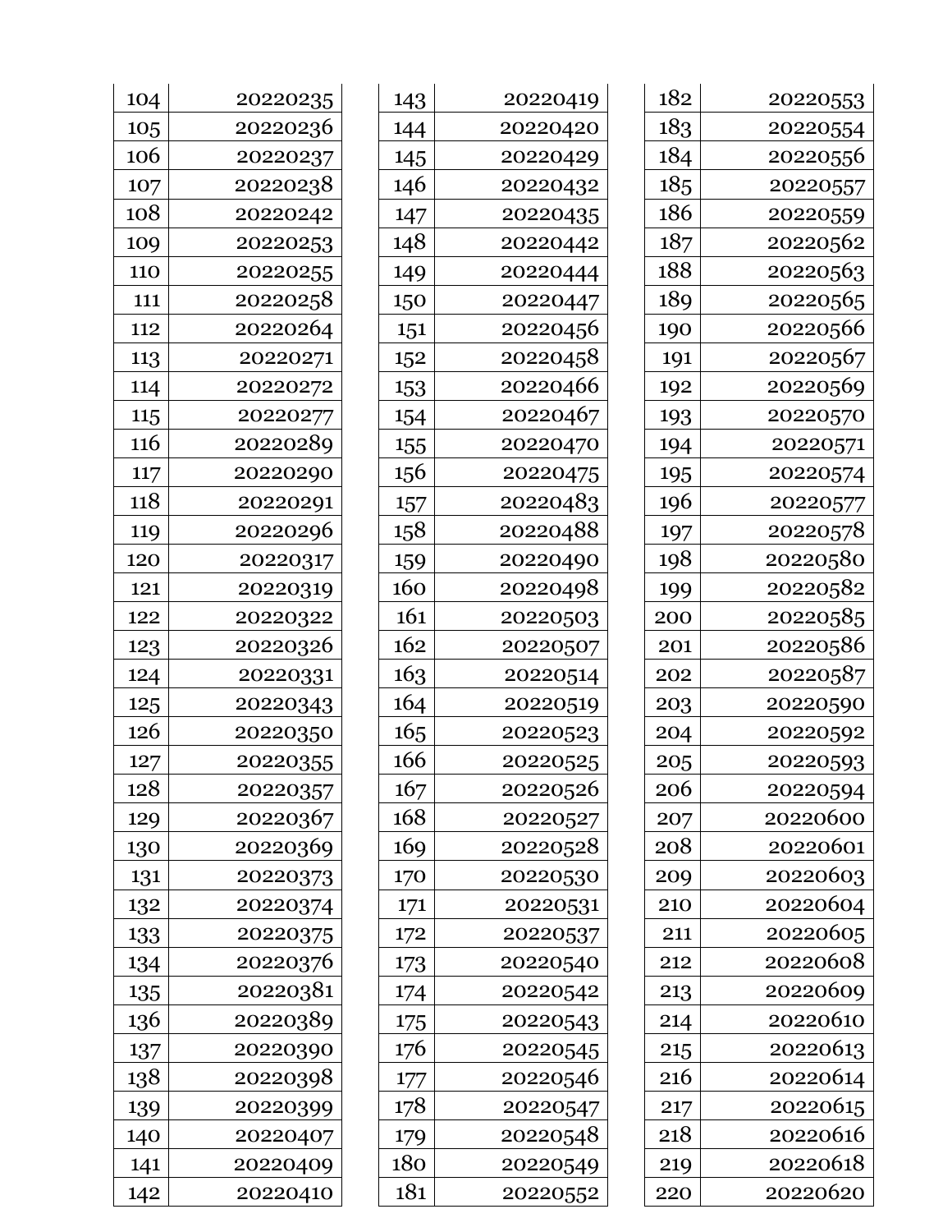| | |
|---|---|
| 104 | 20220235 |
| 105 | 20220236 |
| 106 | 20220237 |
| 107 | 20220238 |
| 108 | 20220242 |
| 109 | 20220253 |
| 110 | 20220255 |
| 111 | 20220258 |
| 112 | 20220264 |
| 113 | 20220271 |
| 114 | 20220272 |
| 115 | 20220277 |
| 116 | 20220289 |
| 117 | 20220290 |
| 118 | 20220291 |
| 119 | 20220296 |
| 120 | 20220317 |
| 121 | 20220319 |
| 122 | 20220322 |
| 123 | 20220326 |
| 124 | 20220331 |
| 125 | 20220343 |
| 126 | 20220350 |
| 127 | 20220355 |
| 128 | 20220357 |
| 129 | 20220367 |
| 130 | 20220369 |
| 131 | 20220373 |
| 132 | 20220374 |
| 133 | 20220375 |
| 134 | 20220376 |
| 135 | 20220381 |
| 136 | 20220389 |
| 137 | 20220390 |
| 138 | 20220398 |
| 139 | 20220399 |
| 140 | 20220407 |
| 141 | 20220409 |
| 142 | 20220410 |
| 143 | 20220419 |
| 144 | 20220420 |
| 145 | 20220429 |
| 146 | 20220432 |
| 147 | 20220435 |
| 148 | 20220442 |
| 149 | 20220444 |
| 150 | 20220447 |
| 151 | 20220456 |
| 152 | 20220458 |
| 153 | 20220466 |
| 154 | 20220467 |
| 155 | 20220470 |
| 156 | 20220475 |
| 157 | 20220483 |
| 158 | 20220488 |
| 159 | 20220490 |
| 160 | 20220498 |
| 161 | 20220503 |
| 162 | 20220507 |
| 163 | 20220514 |
| 164 | 20220519 |
| 165 | 20220523 |
| 166 | 20220525 |
| 167 | 20220526 |
| 168 | 20220527 |
| 169 | 20220528 |
| 170 | 20220530 |
| 171 | 20220531 |
| 172 | 20220537 |
| 173 | 20220540 |
| 174 | 20220542 |
| 175 | 20220543 |
| 176 | 20220545 |
| 177 | 20220546 |
| 178 | 20220547 |
| 179 | 20220548 |
| 180 | 20220549 |
| 181 | 20220552 |
| 182 | 20220553 |
| 183 | 20220554 |
| 184 | 20220556 |
| 185 | 20220557 |
| 186 | 20220559 |
| 187 | 20220562 |
| 188 | 20220563 |
| 189 | 20220565 |
| 190 | 20220566 |
| 191 | 20220567 |
| 192 | 20220569 |
| 193 | 20220570 |
| 194 | 20220571 |
| 195 | 20220574 |
| 196 | 20220577 |
| 197 | 20220578 |
| 198 | 20220580 |
| 199 | 20220582 |
| 200 | 20220585 |
| 201 | 20220586 |
| 202 | 20220587 |
| 203 | 20220590 |
| 204 | 20220592 |
| 205 | 20220593 |
| 206 | 20220594 |
| 207 | 20220600 |
| 208 | 20220601 |
| 209 | 20220603 |
| 210 | 20220604 |
| 211 | 20220605 |
| 212 | 20220608 |
| 213 | 20220609 |
| 214 | 20220610 |
| 215 | 20220613 |
| 216 | 20220614 |
| 217 | 20220615 |
| 218 | 20220616 |
| 219 | 20220618 |
| 220 | 20220620 |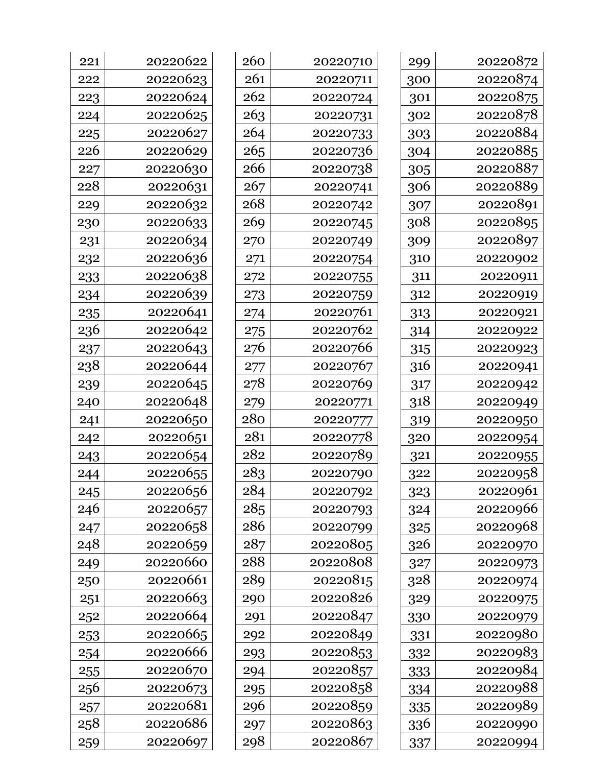| | |
|---|---|
| 221 | 20220622 |
| 222 | 20220623 |
| 223 | 20220624 |
| 224 | 20220625 |
| 225 | 20220627 |
| 226 | 20220629 |
| 227 | 20220630 |
| 228 | 20220631 |
| 229 | 20220632 |
| 230 | 20220633 |
| 231 | 20220634 |
| 232 | 20220636 |
| 233 | 20220638 |
| 234 | 20220639 |
| 235 | 20220641 |
| 236 | 20220642 |
| 237 | 20220643 |
| 238 | 20220644 |
| 239 | 20220645 |
| 240 | 20220648 |
| 241 | 20220650 |
| 242 | 20220651 |
| 243 | 20220654 |
| 244 | 20220655 |
| 245 | 20220656 |
| 246 | 20220657 |
| 247 | 20220658 |
| 248 | 20220659 |
| 249 | 20220660 |
| 250 | 20220661 |
| 251 | 20220663 |
| 252 | 20220664 |
| 253 | 20220665 |
| 254 | 20220666 |
| 255 | 20220670 |
| 256 | 20220673 |
| 257 | 20220681 |
| 258 | 20220686 |
| 259 | 20220697 |
| 260 | 20220710 |
| 261 | 20220711 |
| 262 | 20220724 |
| 263 | 20220731 |
| 264 | 20220733 |
| 265 | 20220736 |
| 266 | 20220738 |
| 267 | 20220741 |
| 268 | 20220742 |
| 269 | 20220745 |
| 270 | 20220749 |
| 271 | 20220754 |
| 272 | 20220755 |
| 273 | 20220759 |
| 274 | 20220761 |
| 275 | 20220762 |
| 276 | 20220766 |
| 277 | 20220767 |
| 278 | 20220769 |
| 279 | 20220771 |
| 280 | 20220777 |
| 281 | 20220778 |
| 282 | 20220789 |
| 283 | 20220790 |
| 284 | 20220792 |
| 285 | 20220793 |
| 286 | 20220799 |
| 287 | 20220805 |
| 288 | 20220808 |
| 289 | 20220815 |
| 290 | 20220826 |
| 291 | 20220847 |
| 292 | 20220849 |
| 293 | 20220853 |
| 294 | 20220857 |
| 295 | 20220858 |
| 296 | 20220859 |
| 297 | 20220863 |
| 298 | 20220867 |
| 299 | 20220872 |
| 300 | 20220874 |
| 301 | 20220875 |
| 302 | 20220878 |
| 303 | 20220884 |
| 304 | 20220885 |
| 305 | 20220887 |
| 306 | 20220889 |
| 307 | 20220891 |
| 308 | 20220895 |
| 309 | 20220897 |
| 310 | 20220902 |
| 311 | 20220911 |
| 312 | 20220919 |
| 313 | 20220921 |
| 314 | 20220922 |
| 315 | 20220923 |
| 316 | 20220941 |
| 317 | 20220942 |
| 318 | 20220949 |
| 319 | 20220950 |
| 320 | 20220954 |
| 321 | 20220955 |
| 322 | 20220958 |
| 323 | 20220961 |
| 324 | 20220966 |
| 325 | 20220968 |
| 326 | 20220970 |
| 327 | 20220973 |
| 328 | 20220974 |
| 329 | 20220975 |
| 330 | 20220979 |
| 331 | 20220980 |
| 332 | 20220983 |
| 333 | 20220984 |
| 334 | 20220988 |
| 335 | 20220989 |
| 336 | 20220990 |
| 337 | 20220994 |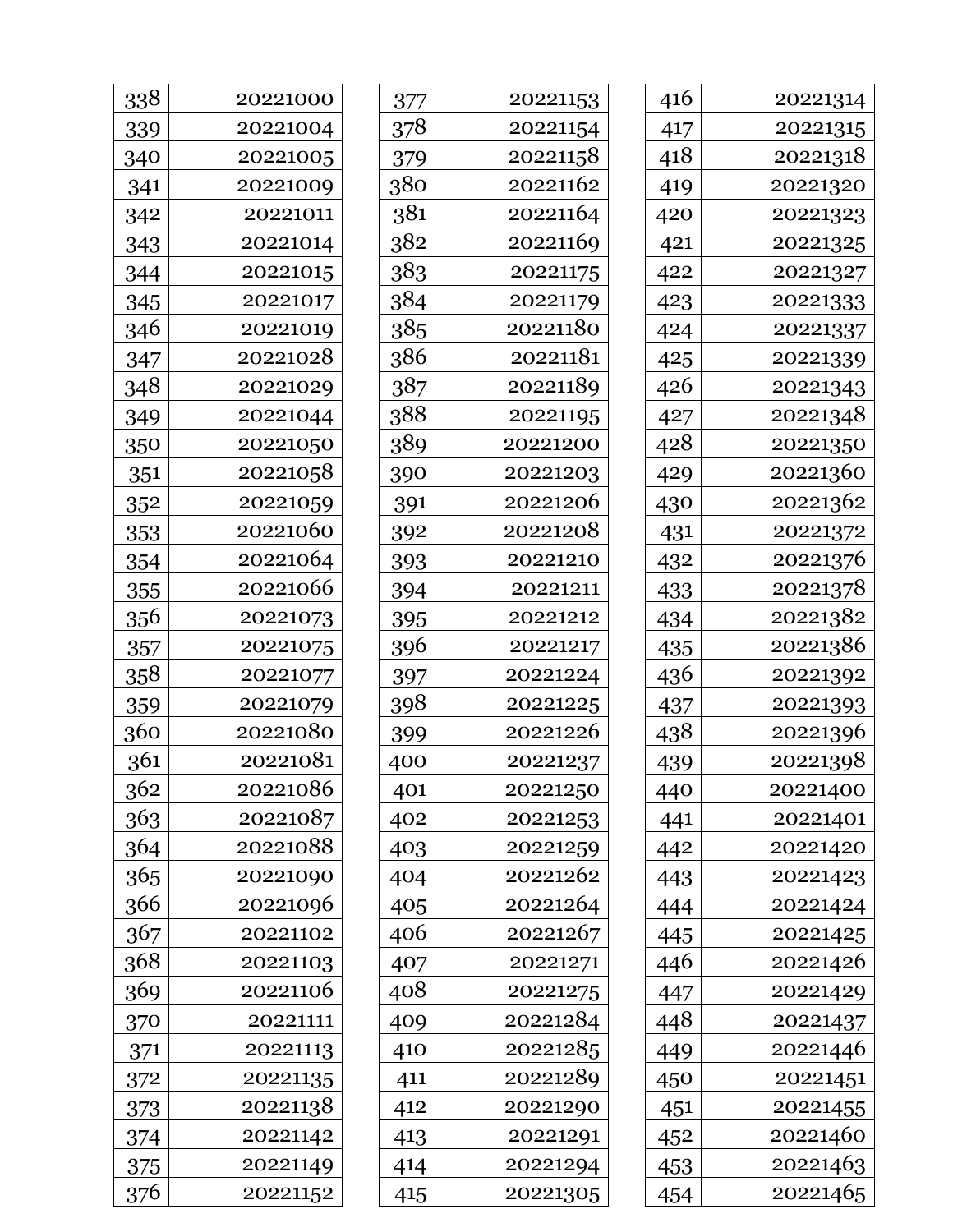| | |
|---|---|
| 338 | 20221000 |
| 339 | 20221004 |
| 340 | 20221005 |
| 341 | 20221009 |
| 342 | 20221011 |
| 343 | 20221014 |
| 344 | 20221015 |
| 345 | 20221017 |
| 346 | 20221019 |
| 347 | 20221028 |
| 348 | 20221029 |
| 349 | 20221044 |
| 350 | 20221050 |
| 351 | 20221058 |
| 352 | 20221059 |
| 353 | 20221060 |
| 354 | 20221064 |
| 355 | 20221066 |
| 356 | 20221073 |
| 357 | 20221075 |
| 358 | 20221077 |
| 359 | 20221079 |
| 360 | 20221080 |
| 361 | 20221081 |
| 362 | 20221086 |
| 363 | 20221087 |
| 364 | 20221088 |
| 365 | 20221090 |
| 366 | 20221096 |
| 367 | 20221102 |
| 368 | 20221103 |
| 369 | 20221106 |
| 370 | 20221111 |
| 371 | 20221113 |
| 372 | 20221135 |
| 373 | 20221138 |
| 374 | 20221142 |
| 375 | 20221149 |
| 376 | 20221152 |
| 377 | 20221153 |
| 378 | 20221154 |
| 379 | 20221158 |
| 380 | 20221162 |
| 381 | 20221164 |
| 382 | 20221169 |
| 383 | 20221175 |
| 384 | 20221179 |
| 385 | 20221180 |
| 386 | 20221181 |
| 387 | 20221189 |
| 388 | 20221195 |
| 389 | 20221200 |
| 390 | 20221203 |
| 391 | 20221206 |
| 392 | 20221208 |
| 393 | 20221210 |
| 394 | 20221211 |
| 395 | 20221212 |
| 396 | 20221217 |
| 397 | 20221224 |
| 398 | 20221225 |
| 399 | 20221226 |
| 400 | 20221237 |
| 401 | 20221250 |
| 402 | 20221253 |
| 403 | 20221259 |
| 404 | 20221262 |
| 405 | 20221264 |
| 406 | 20221267 |
| 407 | 20221271 |
| 408 | 20221275 |
| 409 | 20221284 |
| 410 | 20221285 |
| 411 | 20221289 |
| 412 | 20221290 |
| 413 | 20221291 |
| 414 | 20221294 |
| 415 | 20221305 |
| 416 | 20221314 |
| 417 | 20221315 |
| 418 | 20221318 |
| 419 | 20221320 |
| 420 | 20221323 |
| 421 | 20221325 |
| 422 | 20221327 |
| 423 | 20221333 |
| 424 | 20221337 |
| 425 | 20221339 |
| 426 | 20221343 |
| 427 | 20221348 |
| 428 | 20221350 |
| 429 | 20221360 |
| 430 | 20221362 |
| 431 | 20221372 |
| 432 | 20221376 |
| 433 | 20221378 |
| 434 | 20221382 |
| 435 | 20221386 |
| 436 | 20221392 |
| 437 | 20221393 |
| 438 | 20221396 |
| 439 | 20221398 |
| 440 | 20221400 |
| 441 | 20221401 |
| 442 | 20221420 |
| 443 | 20221423 |
| 444 | 20221424 |
| 445 | 20221425 |
| 446 | 20221426 |
| 447 | 20221429 |
| 448 | 20221437 |
| 449 | 20221446 |
| 450 | 20221451 |
| 451 | 20221455 |
| 452 | 20221460 |
| 453 | 20221463 |
| 454 | 20221465 |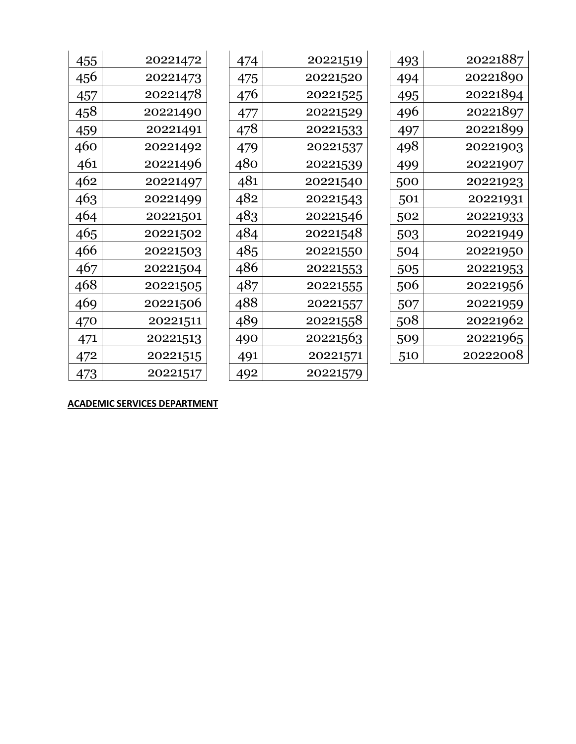| | |
|---|---|
| 455 | 20221472 |
| 456 | 20221473 |
| 457 | 20221478 |
| 458 | 20221490 |
| 459 | 20221491 |
| 460 | 20221492 |
| 461 | 20221496 |
| 462 | 20221497 |
| 463 | 20221499 |
| 464 | 20221501 |
| 465 | 20221502 |
| 466 | 20221503 |
| 467 | 20221504 |
| 468 | 20221505 |
| 469 | 20221506 |
| 470 | 20221511 |
| 471 | 20221513 |
| 472 | 20221515 |
| 473 | 20221517 |
| 474 | 20221519 |
| 475 | 20221520 |
| 476 | 20221525 |
| 477 | 20221529 |
| 478 | 20221533 |
| 479 | 20221537 |
| 480 | 20221539 |
| 481 | 20221540 |
| 482 | 20221543 |
| 483 | 20221546 |
| 484 | 20221548 |
| 485 | 20221550 |
| 486 | 20221553 |
| 487 | 20221555 |
| 488 | 20221557 |
| 489 | 20221558 |
| 490 | 20221563 |
| 491 | 20221571 |
| 492 | 20221579 |
| 493 | 20221887 |
| 494 | 20221890 |
| 495 | 20221894 |
| 496 | 20221897 |
| 497 | 20221899 |
| 498 | 20221903 |
| 499 | 20221907 |
| 500 | 20221923 |
| 501 | 20221931 |
| 502 | 20221933 |
| 503 | 20221949 |
| 504 | 20221950 |
| 505 | 20221953 |
| 506 | 20221956 |
| 507 | 20221959 |
| 508 | 20221962 |
| 509 | 20221965 |
| 510 | 20222008 |

**ACADEMIC SERVICES DEPARTMENT**